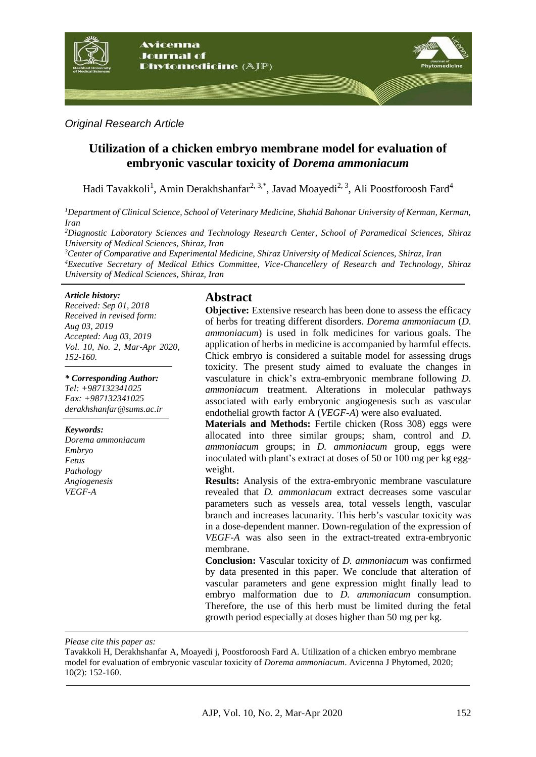*Original Research Article*

# Utilization of a chicken embryo membrane model for evaluation of embryonic vascular toxicity of *Dorema ammoniacum*

Hadi Tavakkoli[1], Amin Derakhshanfar[2, 3,*], Javad Moayedi[2, 3], Ali Poostforoosh Fard[4]

[1]*Department of Clinical Science, School of Veterinary Medicine, Shahid Bahonar University of Kerman, Kerman, Iran*

[2]*Diagnostic Laboratory Sciences and Technology Research Center, School of Paramedical Sciences, Shiraz University of Medical Sciences, Shiraz, Iran*

[3]*Center of Comparative and Experimental Medicine, Shiraz University of Medical Sciences, Shiraz, Iran*

[4]*Executive Secretary of Medical Ethics Committee, Vice-Chancellery of Research and Technology, Shiraz University of Medical Sciences, Shiraz, Iran*

***Article history:***
*Received: Sep 01, 2018*
*Received in revised form: Aug 03, 2019*
*Accepted: Aug 03, 2019*
*Vol. 10, No. 2, Mar-Apr 2020, 152-160.*

***\* Corresponding Author:***
*Tel: +987132341025*
*Fax: +987132341025*
*derakhshanfar@sums.ac.ir*

***Keywords:***
*Dorema ammoniacum*
*Embryo*
*Fetus*
*Pathology*
*Angiogenesis*
*VEGF-A*

## Abstract

**Objective:** Extensive research has been done to assess the efficacy of herbs for treating different disorders. *Dorema ammoniacum* (*D. ammoniacum*) is used in folk medicines for various goals. The application of herbs in medicine is accompanied by harmful effects. Chick embryo is considered a suitable model for assessing drugs toxicity. The present study aimed to evaluate the changes in vasculature in chick's extra-embryonic membrane following *D. ammoniacum* treatment. Alterations in molecular pathways associated with early embryonic angiogenesis such as vascular endothelial growth factor A (*VEGF-A*) were also evaluated.

**Materials and Methods:** Fertile chicken (Ross 308) eggs were allocated into three similar groups; sham, control and *D. ammoniacum* groups; in *D. ammoniacum* group, eggs were inoculated with plant's extract at doses of 50 or 100 mg per kg egg-weight.

**Results:** Analysis of the extra-embryonic membrane vasculature revealed that *D. ammoniacum* extract decreases some vascular parameters such as vessels area, total vessels length, vascular branch and increases lacunarity. This herb's vascular toxicity was in a dose-dependent manner. Down-regulation of the expression of *VEGF-A* was also seen in the extract-treated extra-embryonic membrane.

**Conclusion:** Vascular toxicity of *D. ammoniacum* was confirmed by data presented in this paper. We conclude that alteration of vascular parameters and gene expression might finally lead to embryo malformation due to *D. ammoniacum* consumption. Therefore, the use of this herb must be limited during the fetal growth period especially at doses higher than 50 mg per kg.

*Please cite this paper as:*

Tavakkoli H, Derakhshanfar A, Moayedi j, Poostforoosh Fard A. Utilization of a chicken embryo membrane model for evaluation of embryonic vascular toxicity of *Dorema ammoniacum*. Avicenna J Phytomed, 2020; 10(2): 152-160.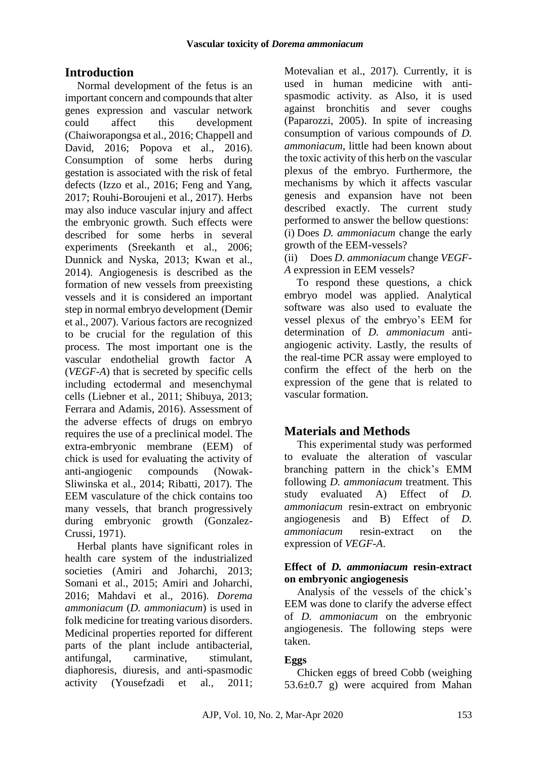## Introduction

Normal development of the fetus is an important concern and compounds that alter genes expression and vascular network could affect this development (Chaiworapongsa et al., 2016; Chappell and David, 2016; Popova et al., 2016). Consumption of some herbs during gestation is associated with the risk of fetal defects (Izzo et al., 2016; Feng and Yang, 2017; Rouhi-Boroujeni et al., 2017). Herbs may also induce vascular injury and affect the embryonic growth. Such effects were described for some herbs in several experiments (Sreekanth et al., 2006; Dunnick and Nyska, 2013; Kwan et al., 2014). Angiogenesis is described as the formation of new vessels from preexisting vessels and it is considered an important step in normal embryo development (Demir et al., 2007). Various factors are recognized to be crucial for the regulation of this process. The most important one is the vascular endothelial growth factor A (*VEGF-A*) that is secreted by specific cells including ectodermal and mesenchymal cells (Liebner et al., 2011; Shibuya, 2013; Ferrara and Adamis, 2016). Assessment of the adverse effects of drugs on embryo requires the use of a preclinical model. The extra-embryonic membrane (EEM) of chick is used for evaluating the activity of anti-angiogenic compounds (Nowak-Sliwinska et al., 2014; Ribatti, 2017). The EEM vasculature of the chick contains too many vessels, that branch progressively during embryonic growth (Gonzalez-Crussi, 1971).

Herbal plants have significant roles in health care system of the industrialized societies (Amiri and Joharchi, 2013; Somani et al., 2015; Amiri and Joharchi, 2016; Mahdavi et al., 2016). *Dorema ammoniacum* (*D. ammoniacum*) is used in folk medicine for treating various disorders. Medicinal properties reported for different parts of the plant include antibacterial, antifungal, carminative, stimulant, diaphoresis, diuresis, and anti-spasmodic activity (Yousefzadi et al., 2011; Motevalian et al., 2017). Currently, it is used in human medicine with anti-spasmodic activity. as Also, it is used against bronchitis and sever coughs (Paparozzi, 2005). In spite of increasing consumption of various compounds of *D. ammoniacum*, little had been known about the toxic activity of this herb on the vascular plexus of the embryo. Furthermore, the mechanisms by which it affects vascular genesis and expansion have not been described exactly. The current study performed to answer the bellow questions:

(i) Does *D. ammoniacum* change the early growth of the EEM-vessels?

(ii) Does *D. ammoniacum* change *VEGF-A* expression in EEM vessels?

To respond these questions, a chick embryo model was applied. Analytical software was also used to evaluate the vessel plexus of the embryo's EEM for determination of *D. ammoniacum* anti-angiogenic activity. Lastly, the results of the real-time PCR assay were employed to confirm the effect of the herb on the expression of the gene that is related to vascular formation.

## Materials and Methods

This experimental study was performed to evaluate the alteration of vascular branching pattern in the chick's EMM following *D. ammoniacum* treatment. This study evaluated A) Effect of *D. ammoniacum* resin-extract on embryonic angiogenesis and B) Effect of *D. ammoniacum* resin-extract on the expression of *VEGF-A*.

### Effect of *D. ammoniacum* resin-extract on embryonic angiogenesis

Analysis of the vessels of the chick's EEM was done to clarify the adverse effect of *D. ammoniacum* on the embryonic angiogenesis. The following steps were taken.

### Eggs

Chicken eggs of breed Cobb (weighing 53.6±0.7 g) were acquired from Mahan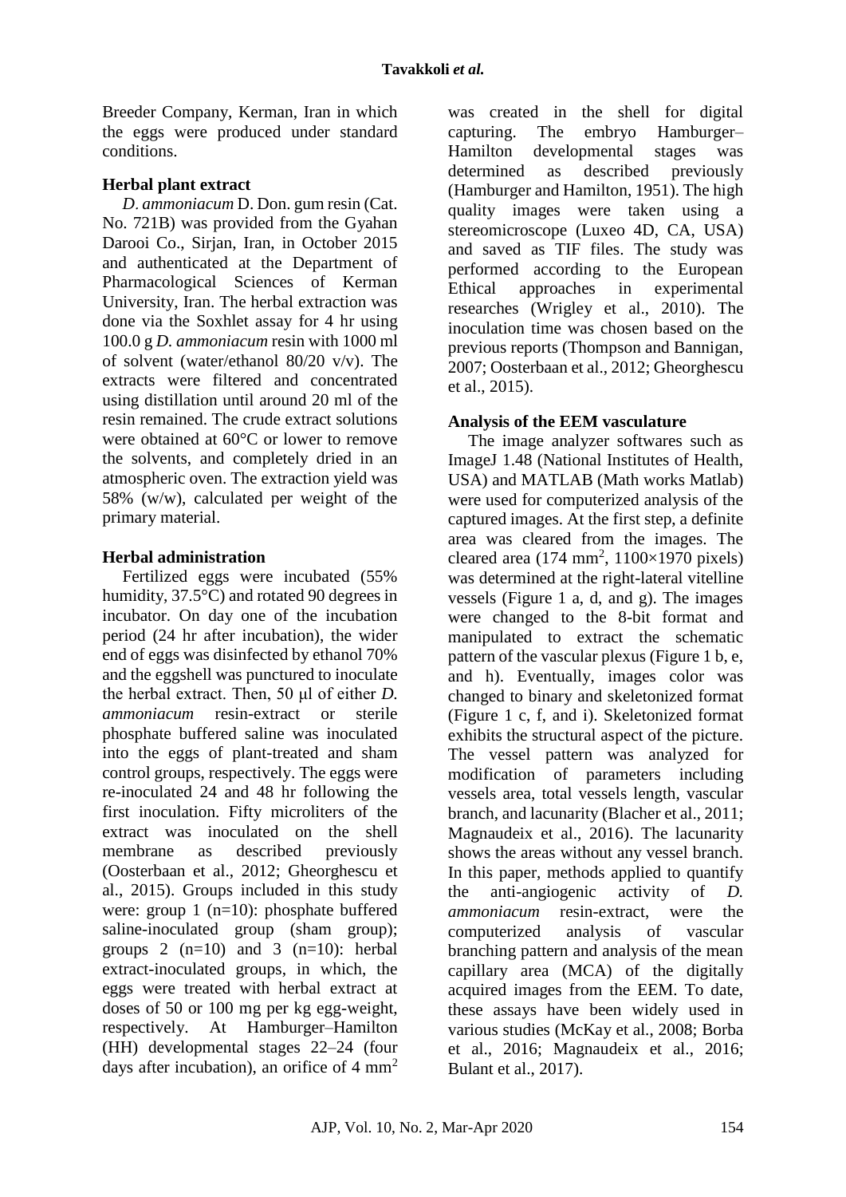Breeder Company, Kerman, Iran in which the eggs were produced under standard conditions.

### Herbal plant extract

*D. ammoniacum* D. Don. gum resin (Cat. No. 721B) was provided from the Gyahan Darooi Co., Sirjan, Iran, in October 2015 and authenticated at the Department of Pharmacological Sciences of Kerman University, Iran. The herbal extraction was done via the Soxhlet assay for 4 hr using 100.0 g *D. ammoniacum* resin with 1000 ml of solvent (water/ethanol 80/20 v/v). The extracts were filtered and concentrated using distillation until around 20 ml of the resin remained. The crude extract solutions were obtained at 60°C or lower to remove the solvents, and completely dried in an atmospheric oven. The extraction yield was 58% (w/w), calculated per weight of the primary material.

### Herbal administration

Fertilized eggs were incubated (55% humidity, 37.5°C) and rotated 90 degrees in incubator. On day one of the incubation period (24 hr after incubation), the wider end of eggs was disinfected by ethanol 70% and the eggshell was punctured to inoculate the herbal extract. Then, 50 μl of either *D. ammoniacum* resin-extract or sterile phosphate buffered saline was inoculated into the eggs of plant-treated and sham control groups, respectively. The eggs were re-inoculated 24 and 48 hr following the first inoculation. Fifty microliters of the extract was inoculated on the shell membrane as described previously (Oosterbaan et al., 2012; Gheorghescu et al., 2015). Groups included in this study were: group 1 (n=10): phosphate buffered saline-inoculated group (sham group); groups 2 (n=10) and 3 (n=10): herbal extract-inoculated groups, in which, the eggs were treated with herbal extract at doses of 50 or 100 mg per kg egg-weight, respectively. At Hamburger–Hamilton (HH) developmental stages 22–24 (four days after incubation), an orifice of 4 $mm^2$ was created in the shell for digital capturing. The embryo Hamburger–Hamilton developmental stages was determined as described previously (Hamburger and Hamilton, 1951). The high quality images were taken using a stereomicroscope (Luxeo 4D, CA, USA) and saved as TIF files. The study was performed according to the European Ethical approaches in experimental researches (Wrigley et al., 2010). The inoculation time was chosen based on the previous reports (Thompson and Bannigan, 2007; Oosterbaan et al., 2012; Gheorghescu et al., 2015).

### Analysis of the EEM vasculature

The image analyzer softwares such as ImageJ 1.48 (National Institutes of Health, USA) and MATLAB (Math works Matlab) were used for computerized analysis of the captured images. At the first step, a definite area was cleared from the images. The cleared area (174 $mm^2$, 1100×1970 pixels) was determined at the right-lateral vitelline vessels (Figure 1 a, d, and g). The images were changed to the 8-bit format and manipulated to extract the schematic pattern of the vascular plexus (Figure 1 b, e, and h). Eventually, images color was changed to binary and skeletonized format (Figure 1 c, f, and i). Skeletonized format exhibits the structural aspect of the picture. The vessel pattern was analyzed for modification of parameters including vessels area, total vessels length, vascular branch, and lacunarity (Blacher et al., 2011; Magnaudeix et al., 2016). The lacunarity shows the areas without any vessel branch. In this paper, methods applied to quantify the anti-angiogenic activity of *D. ammoniacum* resin-extract, were the computerized analysis of vascular branching pattern and analysis of the mean capillary area (MCA) of the digitally acquired images from the EEM. To date, these assays have been widely used in various studies (McKay et al., 2008; Borba et al., 2016; Magnaudeix et al., 2016; Bulant et al., 2017).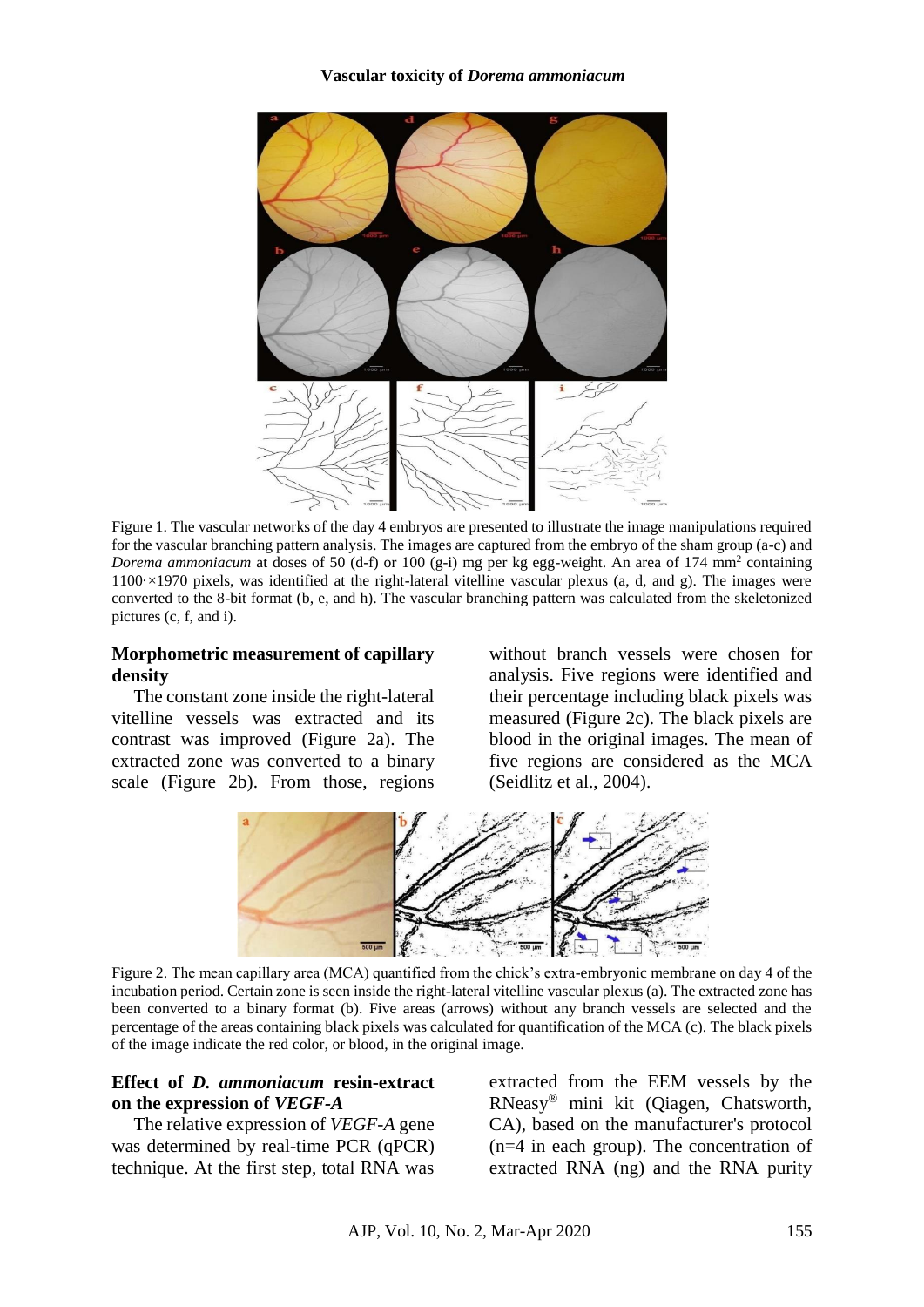Figure 1. The vascular networks of the day 4 embryos are presented to illustrate the image manipulations required for the vascular branching pattern analysis. The images are captured from the embryo of the sham group (a-c) and *Dorema ammoniacum* at doses of 50 (d-f) or 100 (g-i) mg per kg egg-weight. An area of 174 $mm^2$ containing 1100·×1970 pixels, was identified at the right-lateral vitelline vascular plexus (a, d, and g). The images were converted to the 8-bit format (b, e, and h). The vascular branching pattern was calculated from the skeletonized pictures (c, f, and i).

### Morphometric measurement of capillary density

The constant zone inside the right-lateral vitelline vessels was extracted and its contrast was improved (Figure 2a). The extracted zone was converted to a binary scale (Figure 2b). From those, regions without branch vessels were chosen for analysis. Five regions were identified and their percentage including black pixels was measured (Figure 2c). The black pixels are blood in the original images. The mean of five regions are considered as the MCA (Seidlitz et al., 2004).

Figure 2. The mean capillary area (MCA) quantified from the chick's extra-embryonic membrane on day 4 of the incubation period. Certain zone is seen inside the right-lateral vitelline vascular plexus (a). The extracted zone has been converted to a binary format (b). Five areas (arrows) without any branch vessels are selected and the percentage of the areas containing black pixels was calculated for quantification of the MCA (c). The black pixels of the image indicate the red color, or blood, in the original image.

### Effect of *D. ammoniacum* resin-extract on the expression of *VEGF-A*

The relative expression of *VEGF-A* gene was determined by real-time PCR (qPCR) technique. At the first step, total RNA was extracted from the EEM vessels by the RNeasy® mini kit (Qiagen, Chatsworth, CA), based on the manufacturer's protocol (n=4 in each group). The concentration of extracted RNA (ng) and the RNA purity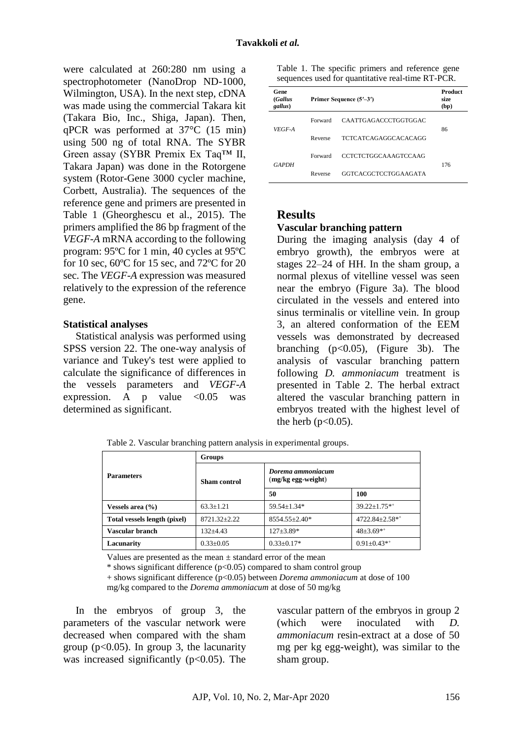were calculated at 260:280 nm using a spectrophotometer (NanoDrop ND-1000, Wilmington, USA). In the next step, cDNA was made using the commercial Takara kit (Takara Bio, Inc., Shiga, Japan). Then, qPCR was performed at 37°C (15 min) using 500 ng of total RNA. The SYBR Green assay (SYBR Premix Ex Taq™ II, Takara Japan) was done in the Rotorgene system (Rotor-Gene 3000 cycler machine, Corbett, Australia). The sequences of the reference gene and primers are presented in Table 1 (Gheorghescu et al., 2015). The primers amplified the 86 bp fragment of the *VEGF-A* mRNA according to the following program: 95ºC for 1 min, 40 cycles at 95ºC for 10 sec, 60ºC for 15 sec, and 72ºC for 20 sec. The *VEGF-A* expression was measured relatively to the expression of the reference gene.

### Statistical analyses

Statistical analysis was performed using SPSS version 22. The one-way analysis of variance and Tukey's test were applied to calculate the significance of differences in the vessels parameters and *VEGF-A* expression. A p value <0.05 was determined as significant.

Table 1. The specific primers and reference gene sequences used for quantitative real-time RT-PCR.

| Gene (*Gallus gallus*) | Primer Sequence (5′–3′) | | Product size (bp) |
|---|---|---|---|
| *VEGF-A* | Forward | CAATTGAGACCCTGGTGGAC | 86 |
| | Reverse | TCTCATCAGAGGCACACAGG | |
| *GAPDH* | Forward | CCTCTCTGGCAAAGTCCAAG | 176 |
| | Reverse | GGTCACGCTCCTGGAAGATA | |

## Results

### Vascular branching pattern

During the imaging analysis (day 4 of embryo growth), the embryos were at stages 22–24 of HH. In the sham group, a normal plexus of vitelline vessel was seen near the embryo (Figure 3a). The blood circulated in the vessels and entered into sinus terminalis or vitelline vein. In group 3, an altered conformation of the EEM vessels was demonstrated by decreased branching ($p<0.05$), (Figure 3b). The analysis of vascular branching pattern following *D. ammoniacum* treatment is presented in Table 2. The herbal extract altered the vascular branching pattern in embryos treated with the highest level of the herb ($p<0.05$).

Table 2. Vascular branching pattern analysis in experimental groups.

| Parameters | Groups | | |
|---|---|---|---|
| | Sham control | *Dorema ammoniacum* (mg/kg egg-weight) | |
| | | 50 | 100 |
| **Vessels area (%)** | 63.3±1.21 | 59.54±1.34* | 39.22±1.75*⁺ |
| **Total vessels length (pixel)** | 8721.32±2.22 | 8554.55±2.40* | 4722.84±2.58*⁺ |
| **Vascular branch** | 132±4.43 | 127±3.89* | 48±3.69*⁺ |
| **Lacunarity** | 0.33±0.05 | 0.33±0.17* | 0.91±0.43*⁺ |

Values are presented as the mean ± standard error of the mean

\* shows significant difference ($p<0.05$) compared to sham control group

+ shows significant difference ($p<0.05$) between *Dorema ammoniacum* at dose of 100 mg/kg compared to the *Dorema ammoniacum* at dose of 50 mg/kg

In the embryos of group 3, the parameters of the vascular network were decreased when compared with the sham group ($p<0.05$). In group 3, the lacunarity was increased significantly ($p<0.05$). The vascular pattern of the embryos in group 2 (which were inoculated with *D. ammoniacum* resin-extract at a dose of 50 mg per kg egg-weight), was similar to the sham group.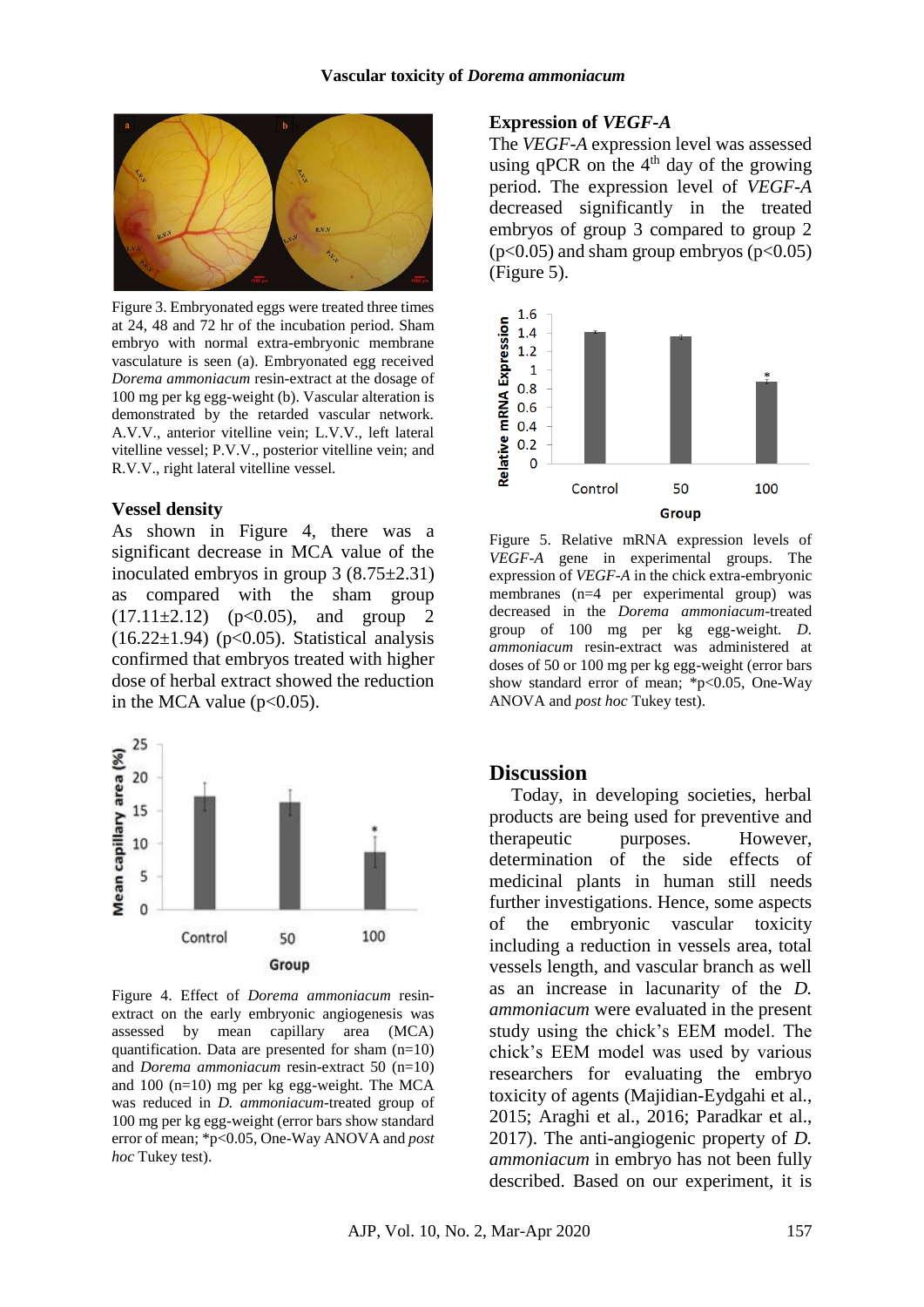Figure 3. Embryonated eggs were treated three times at 24, 48 and 72 hr of the incubation period. Sham embryo with normal extra-embryonic membrane vasculature is seen (a). Embryonated egg received *Dorema ammoniacum* resin-extract at the dosage of 100 mg per kg egg-weight (b). Vascular alteration is demonstrated by the retarded vascular network. A.V.V., anterior vitelline vein; L.V.V., left lateral vitelline vessel; P.V.V., posterior vitelline vein; and R.V.V., right lateral vitelline vessel.

### Vessel density

As shown in Figure 4, there was a significant decrease in MCA value of the inoculated embryos in group 3 (8.75±2.31) as compared with the sham group (17.11±2.12) ($p<0.05$), and group 2 (16.22±1.94) ($p<0.05$). Statistical analysis confirmed that embryos treated with higher dose of herbal extract showed the reduction in the MCA value ($p<0.05$).

Figure 4. Effect of *Dorema ammoniacum* resin-extract on the early embryonic angiogenesis was assessed by mean capillary area (MCA) quantification. Data are presented for sham (n=10) and *Dorema ammoniacum* resin-extract 50 (n=10) and 100 (n=10) mg per kg egg-weight. The MCA was reduced in *D. ammoniacum*-treated group of 100 mg per kg egg-weight (error bars show standard error of mean; *p<0.05, One-Way ANOVA and *post hoc* Tukey test).

### Expression of *VEGF-A*

The *VEGF-A* expression level was assessed using qPCR on the 4th day of the growing period. The expression level of *VEGF-A* decreased significantly in the treated embryos of group 3 compared to group 2 ($p<0.05$) and sham group embryos ($p<0.05$) (Figure 5).

Figure 5. Relative mRNA expression levels of *VEGF-A* gene in experimental groups. The expression of *VEGF-A* in the chick extra-embryonic membranes (n=4 per experimental group) was decreased in the *Dorema ammoniacum*-treated group of 100 mg per kg egg-weight. *D. ammoniacum* resin-extract was administered at doses of 50 or 100 mg per kg egg-weight (error bars show standard error of mean; *p<0.05, One-Way ANOVA and *post hoc* Tukey test).

## Discussion

Today, in developing societies, herbal products are being used for preventive and therapeutic purposes. However, determination of the side effects of medicinal plants in human still needs further investigations. Hence, some aspects of the embryonic vascular toxicity including a reduction in vessels area, total vessels length, and vascular branch as well as an increase in lacunarity of the *D. ammoniacum* were evaluated in the present study using the chick's EEM model. The chick's EEM model was used by various researchers for evaluating the embryo toxicity of agents (Majidian-Eydgahi et al., 2015; Araghi et al., 2016; Paradkar et al., 2017). The anti-angiogenic property of *D. ammoniacum* in embryo has not been fully described. Based on our experiment, it is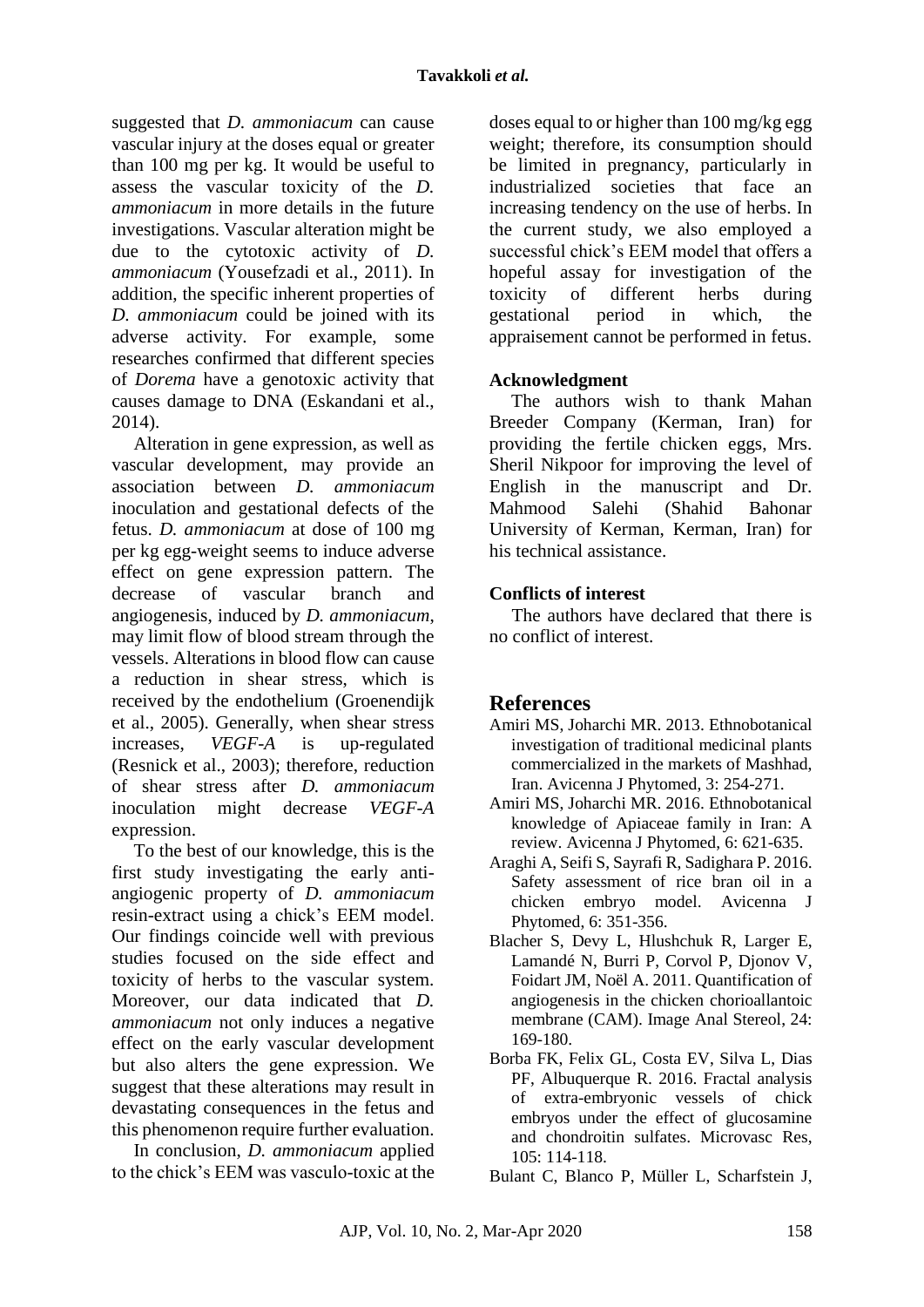suggested that *D. ammoniacum* can cause vascular injury at the doses equal or greater than 100 mg per kg. It would be useful to assess the vascular toxicity of the *D. ammoniacum* in more details in the future investigations. Vascular alteration might be due to the cytotoxic activity of *D. ammoniacum* (Yousefzadi et al., 2011). In addition, the specific inherent properties of *D. ammoniacum* could be joined with its adverse activity. For example, some researches confirmed that different species of *Dorema* have a genotoxic activity that causes damage to DNA (Eskandani et al., 2014).

Alteration in gene expression, as well as vascular development, may provide an association between *D. ammoniacum* inoculation and gestational defects of the fetus. *D. ammoniacum* at dose of 100 mg per kg egg-weight seems to induce adverse effect on gene expression pattern. The decrease of vascular branch and angiogenesis, induced by *D. ammoniacum*, may limit flow of blood stream through the vessels. Alterations in blood flow can cause a reduction in shear stress, which is received by the endothelium (Groenendijk et al., 2005). Generally, when shear stress increases, *VEGF-A* is up-regulated (Resnick et al., 2003); therefore, reduction of shear stress after *D. ammoniacum* inoculation might decrease *VEGF-A* expression.

To the best of our knowledge, this is the first study investigating the early anti-angiogenic property of *D. ammoniacum* resin-extract using a chick's EEM model. Our findings coincide well with previous studies focused on the side effect and toxicity of herbs to the vascular system. Moreover, our data indicated that *D. ammoniacum* not only induces a negative effect on the early vascular development but also alters the gene expression. We suggest that these alterations may result in devastating consequences in the fetus and this phenomenon require further evaluation.

In conclusion, *D. ammoniacum* applied to the chick's EEM was vasculo-toxic at the doses equal to or higher than 100 mg/kg egg weight; therefore, its consumption should be limited in pregnancy, particularly in industrialized societies that face an increasing tendency on the use of herbs. In the current study, we also employed a successful chick's EEM model that offers a hopeful assay for investigation of the toxicity of different herbs during gestational period in which, the appraisement cannot be performed in fetus.

### Acknowledgment

The authors wish to thank Mahan Breeder Company (Kerman, Iran) for providing the fertile chicken eggs, Mrs. Sheril Nikpoor for improving the level of English in the manuscript and Dr. Mahmood Salehi (Shahid Bahonar University of Kerman, Kerman, Iran) for his technical assistance.

### Conflicts of interest

The authors have declared that there is no conflict of interest.

## References

Amiri MS, Joharchi MR. 2013. Ethnobotanical investigation of traditional medicinal plants commercialized in the markets of Mashhad, Iran. Avicenna J Phytomed, 3: 254-271.

Amiri MS, Joharchi MR. 2016. Ethnobotanical knowledge of Apiaceae family in Iran: A review. Avicenna J Phytomed, 6: 621-635.

Araghi A, Seifi S, Sayrafi R, Sadighara P. 2016. Safety assessment of rice bran oil in a chicken embryo model. Avicenna J Phytomed, 6: 351-356.

Blacher S, Devy L, Hlushchuk R, Larger E, Lamandé N, Burri P, Corvol P, Djonov V, Foidart JM, Noël A. 2011. Quantification of angiogenesis in the chicken chorioallantoic membrane (CAM). Image Anal Stereol, 24: 169-180.

Borba FK, Felix GL, Costa EV, Silva L, Dias PF, Albuquerque R. 2016. Fractal analysis of extra-embryonic vessels of chick embryos under the effect of glucosamine and chondroitin sulfates. Microvasc Res, 105: 114-118.

Bulant C, Blanco P, Müller L, Scharfstein J,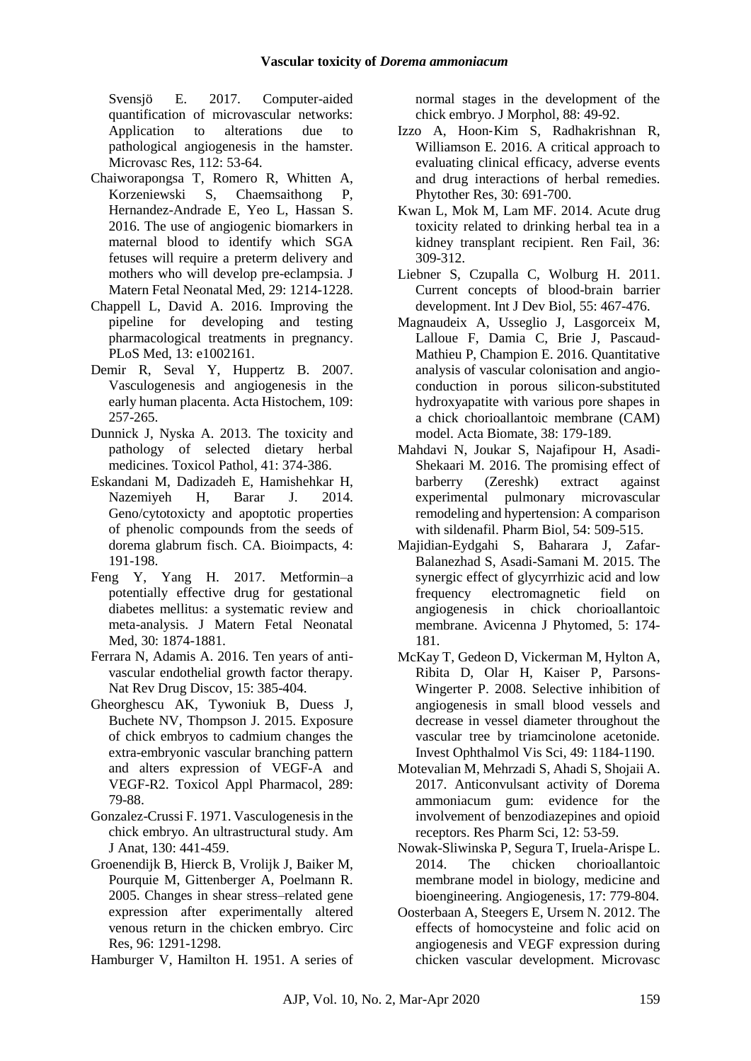Svensjö E. 2017. Computer-aided quantification of microvascular networks: Application to alterations due to pathological angiogenesis in the hamster. Microvasc Res, 112: 53-64.

Chaiworapongsa T, Romero R, Whitten A, Korzeniewski S, Chaemsaithong P, Hernandez-Andrade E, Yeo L, Hassan S. 2016. The use of angiogenic biomarkers in maternal blood to identify which SGA fetuses will require a preterm delivery and mothers who will develop pre-eclampsia. J Matern Fetal Neonatal Med, 29: 1214-1228.

Chappell L, David A. 2016. Improving the pipeline for developing and testing pharmacological treatments in pregnancy. PLoS Med, 13: e1002161.

Demir R, Seval Y, Huppertz B. 2007. Vasculogenesis and angiogenesis in the early human placenta. Acta Histochem, 109: 257-265.

Dunnick J, Nyska A. 2013. The toxicity and pathology of selected dietary herbal medicines. Toxicol Pathol, 41: 374-386.

Eskandani M, Dadizadeh E, Hamishehkar H, Nazemiyeh H, Barar J. 2014. Geno/cytotoxicty and apoptotic properties of phenolic compounds from the seeds of dorema glabrum fisch. CA. Bioimpacts, 4: 191-198.

Feng Y, Yang H. 2017. Metformin–a potentially effective drug for gestational diabetes mellitus: a systematic review and meta-analysis. J Matern Fetal Neonatal Med, 30: 1874-1881.

Ferrara N, Adamis A. 2016. Ten years of anti-vascular endothelial growth factor therapy. Nat Rev Drug Discov, 15: 385-404.

Gheorghescu AK, Tywoniuk B, Duess J, Buchete NV, Thompson J. 2015. Exposure of chick embryos to cadmium changes the extra-embryonic vascular branching pattern and alters expression of VEGF-A and VEGF-R2. Toxicol Appl Pharmacol, 289: 79-88.

Gonzalez-Crussi F. 1971. Vasculogenesis in the chick embryo. An ultrastructural study. Am J Anat, 130: 441-459.

Groenendijk B, Hierck B, Vrolijk J, Baiker M, Pourquie M, Gittenberger A, Poelmann R. 2005. Changes in shear stress–related gene expression after experimentally altered venous return in the chicken embryo. Circ Res, 96: 1291-1298.

Hamburger V, Hamilton H. 1951. A series of normal stages in the development of the chick embryo. J Morphol, 88: 49-92.

Izzo A, Hoon-Kim S, Radhakrishnan R, Williamson E. 2016. A critical approach to evaluating clinical efficacy, adverse events and drug interactions of herbal remedies. Phytother Res, 30: 691-700.

Kwan L, Mok M, Lam MF. 2014. Acute drug toxicity related to drinking herbal tea in a kidney transplant recipient. Ren Fail, 36: 309-312.

Liebner S, Czupalla C, Wolburg H. 2011. Current concepts of blood-brain barrier development. Int J Dev Biol, 55: 467-476.

Magnaudeix A, Usseglio J, Lasgorceix M, Lalloue F, Damia C, Brie J, Pascaud-Mathieu P, Champion E. 2016. Quantitative analysis of vascular colonisation and angio-conduction in porous silicon-substituted hydroxyapatite with various pore shapes in a chick chorioallantoic membrane (CAM) model. Acta Biomate, 38: 179-189.

Mahdavi N, Joukar S, Najafipour H, Asadi-Shekaari M. 2016. The promising effect of barberry (Zereshk) extract against experimental pulmonary microvascular remodeling and hypertension: A comparison with sildenafil. Pharm Biol, 54: 509-515.

Majidian-Eydgahi S, Baharara J, Zafar-Balanezhad S, Asadi-Samani M. 2015. The synergic effect of glycyrrhizic acid and low frequency electromagnetic field on angiogenesis in chick chorioallantoic membrane. Avicenna J Phytomed, 5: 174-181.

McKay T, Gedeon D, Vickerman M, Hylton A, Ribita D, Olar H, Kaiser P, Parsons-Wingerter P. 2008. Selective inhibition of angiogenesis in small blood vessels and decrease in vessel diameter throughout the vascular tree by triamcinolone acetonide. Invest Ophthalmol Vis Sci, 49: 1184-1190.

Motevalian M, Mehrzadi S, Ahadi S, Shojaii A. 2017. Anticonvulsant activity of Dorema ammoniacum gum: evidence for the involvement of benzodiazepines and opioid receptors. Res Pharm Sci, 12: 53-59.

Nowak-Sliwinska P, Segura T, Iruela-Arispe L. 2014. The chicken chorioallantoic membrane model in biology, medicine and bioengineering. Angiogenesis, 17: 779-804.

Oosterbaan A, Steegers E, Ursem N. 2012. The effects of homocysteine and folic acid on angiogenesis and VEGF expression during chicken vascular development. Microvasc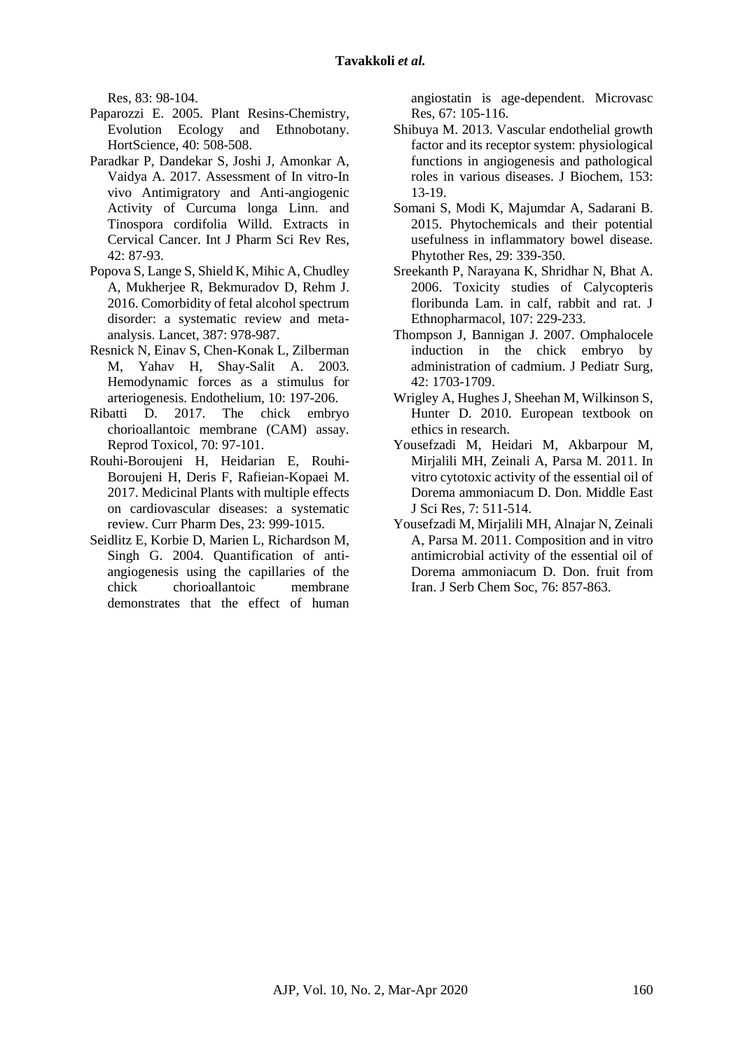Res, 83: 98-104.

Paparozzi E. 2005. Plant Resins-Chemistry, Evolution Ecology and Ethnobotany. HortScience, 40: 508-508.

Paradkar P, Dandekar S, Joshi J, Amonkar A, Vaidya A. 2017. Assessment of In vitro-In vivo Antimigratory and Anti-angiogenic Activity of Curcuma longa Linn. and Tinospora cordifolia Willd. Extracts in Cervical Cancer. Int J Pharm Sci Rev Res, 42: 87-93.

Popova S, Lange S, Shield K, Mihic A, Chudley A, Mukherjee R, Bekmuradov D, Rehm J. 2016. Comorbidity of fetal alcohol spectrum disorder: a systematic review and meta-analysis. Lancet, 387: 978-987.

Resnick N, Einav S, Chen-Konak L, Zilberman M, Yahav H, Shay-Salit A. 2003. Hemodynamic forces as a stimulus for arteriogenesis. Endothelium, 10: 197-206.

Ribatti D. 2017. The chick embryo chorioallantoic membrane (CAM) assay. Reprod Toxicol, 70: 97-101.

Rouhi-Boroujeni H, Heidarian E, Rouhi-Boroujeni H, Deris F, Rafieian-Kopaei M. 2017. Medicinal Plants with multiple effects on cardiovascular diseases: a systematic review. Curr Pharm Des, 23: 999-1015.

Seidlitz E, Korbie D, Marien L, Richardson M, Singh G. 2004. Quantification of anti-angiogenesis using the capillaries of the chick chorioallantoic membrane demonstrates that the effect of human angiostatin is age-dependent. Microvasc Res, 67: 105-116.

Shibuya M. 2013. Vascular endothelial growth factor and its receptor system: physiological functions in angiogenesis and pathological roles in various diseases. J Biochem, 153: 13-19.

Somani S, Modi K, Majumdar A, Sadarani B. 2015. Phytochemicals and their potential usefulness in inflammatory bowel disease. Phytother Res, 29: 339-350.

Sreekanth P, Narayana K, Shridhar N, Bhat A. 2006. Toxicity studies of Calycopteris floribunda Lam. in calf, rabbit and rat. J Ethnopharmacol, 107: 229-233.

Thompson J, Bannigan J. 2007. Omphalocele induction in the chick embryo by administration of cadmium. J Pediatr Surg, 42: 1703-1709.

Wrigley A, Hughes J, Sheehan M, Wilkinson S, Hunter D. 2010. European textbook on ethics in research.

Yousefzadi M, Heidari M, Akbarpour M, Mirjalili MH, Zeinali A, Parsa M. 2011. In vitro cytotoxic activity of the essential oil of Dorema ammoniacum D. Don. Middle East J Sci Res, 7: 511-514.

Yousefzadi M, Mirjalili MH, Alnajar N, Zeinali A, Parsa M. 2011. Composition and in vitro antimicrobial activity of the essential oil of Dorema ammoniacum D. Don. fruit from Iran. J Serb Chem Soc, 76: 857-863.